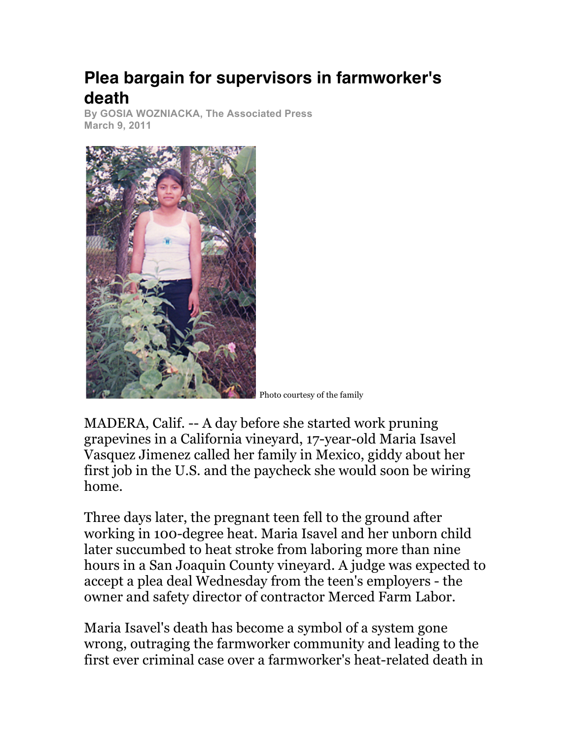# Plea bargain for supervisors in farmworker's death

**By GOSIA WOZNIACKA, The Associated Press**
**March 9, 2011**

Photo courtesy of the family

MADERA, Calif. -- A day before she started work pruning grapevines in a California vineyard, 17-year-old Maria Isavel Vasquez Jimenez called her family in Mexico, giddy about her first job in the U.S. and the paycheck she would soon be wiring home.

Three days later, the pregnant teen fell to the ground after working in 100-degree heat. Maria Isavel and her unborn child later succumbed to heat stroke from laboring more than nine hours in a San Joaquin County vineyard. A judge was expected to accept a plea deal Wednesday from the teen's employers - the owner and safety director of contractor Merced Farm Labor.

Maria Isavel's death has become a symbol of a system gone wrong, outraging the farmworker community and leading to the first ever criminal case over a farmworker's heat-related death in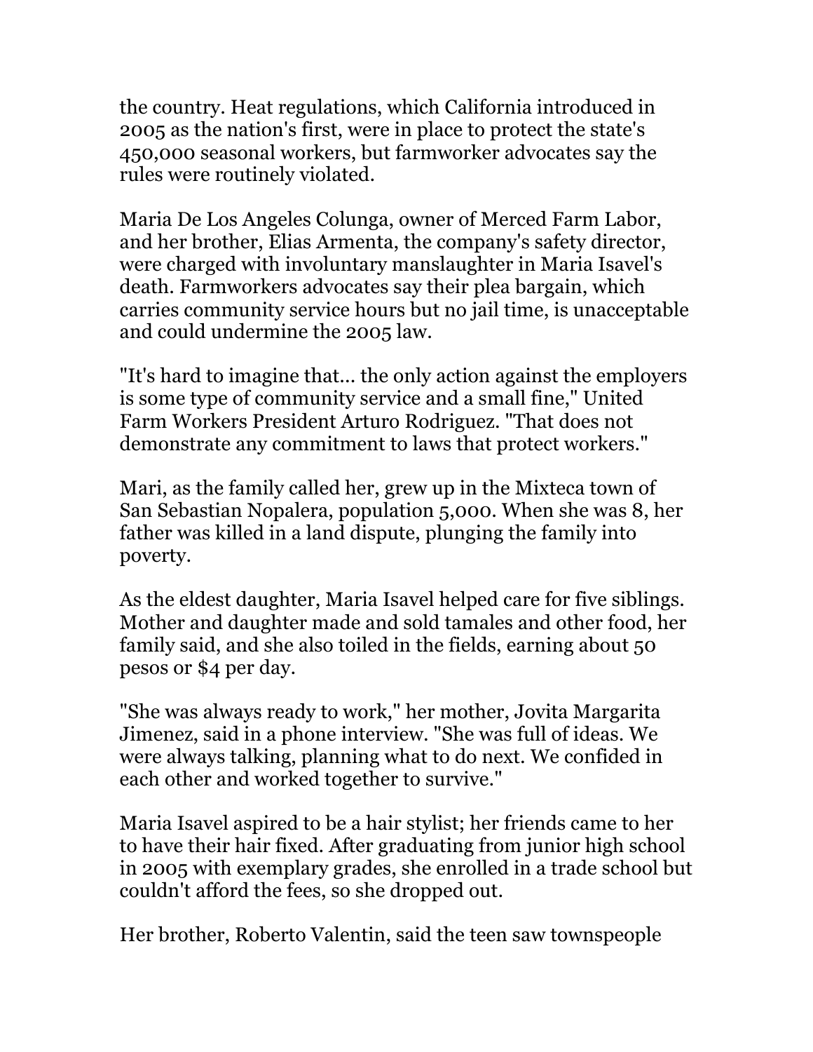the country. Heat regulations, which California introduced in 2005 as the nation's first, were in place to protect the state's 450,000 seasonal workers, but farmworker advocates say the rules were routinely violated.

Maria De Los Angeles Colunga, owner of Merced Farm Labor, and her brother, Elias Armenta, the company's safety director, were charged with involuntary manslaughter in Maria Isavel's death. Farmworkers advocates say their plea bargain, which carries community service hours but no jail time, is unacceptable and could undermine the 2005 law.

"It's hard to imagine that... the only action against the employers is some type of community service and a small fine," United Farm Workers President Arturo Rodriguez. "That does not demonstrate any commitment to laws that protect workers."

Mari, as the family called her, grew up in the Mixteca town of San Sebastian Nopalera, population 5,000. When she was 8, her father was killed in a land dispute, plunging the family into poverty.

As the eldest daughter, Maria Isavel helped care for five siblings. Mother and daughter made and sold tamales and other food, her family said, and she also toiled in the fields, earning about 50 pesos or $4 per day.

"She was always ready to work," her mother, Jovita Margarita Jimenez, said in a phone interview. "She was full of ideas. We were always talking, planning what to do next. We confided in each other and worked together to survive."

Maria Isavel aspired to be a hair stylist; her friends came to her to have their hair fixed. After graduating from junior high school in 2005 with exemplary grades, she enrolled in a trade school but couldn't afford the fees, so she dropped out.

Her brother, Roberto Valentin, said the teen saw townspeople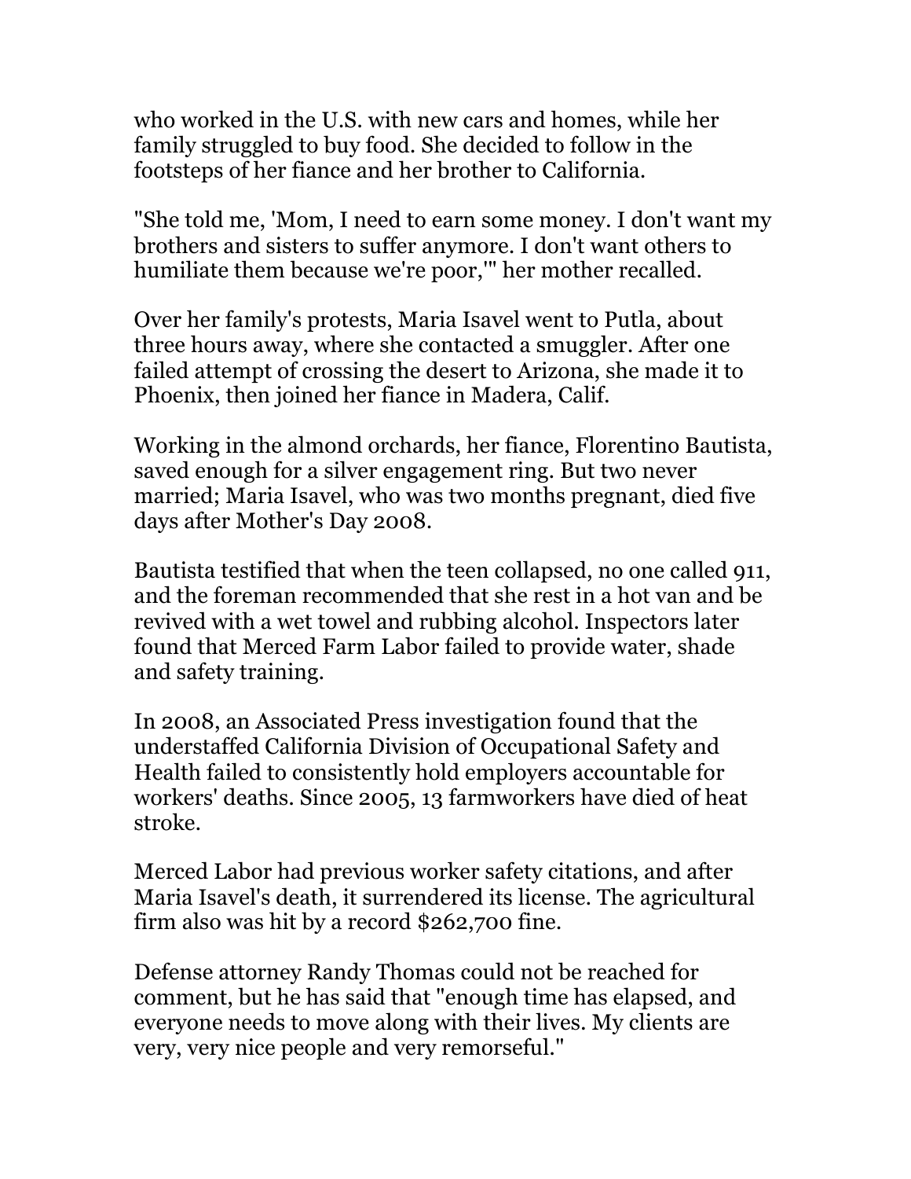who worked in the U.S. with new cars and homes, while her family struggled to buy food. She decided to follow in the footsteps of her fiance and her brother to California.

"She told me, 'Mom, I need to earn some money. I don't want my brothers and sisters to suffer anymore. I don't want others to humiliate them because we're poor,'" her mother recalled.

Over her family's protests, Maria Isavel went to Putla, about three hours away, where she contacted a smuggler. After one failed attempt of crossing the desert to Arizona, she made it to Phoenix, then joined her fiance in Madera, Calif.

Working in the almond orchards, her fiance, Florentino Bautista, saved enough for a silver engagement ring. But two never married; Maria Isavel, who was two months pregnant, died five days after Mother's Day 2008.

Bautista testified that when the teen collapsed, no one called 911, and the foreman recommended that she rest in a hot van and be revived with a wet towel and rubbing alcohol. Inspectors later found that Merced Farm Labor failed to provide water, shade and safety training.

In 2008, an Associated Press investigation found that the understaffed California Division of Occupational Safety and Health failed to consistently hold employers accountable for workers' deaths. Since 2005, 13 farmworkers have died of heat stroke.

Merced Labor had previous worker safety citations, and after Maria Isavel's death, it surrendered its license. The agricultural firm also was hit by a record $262,700 fine.

Defense attorney Randy Thomas could not be reached for comment, but he has said that "enough time has elapsed, and everyone needs to move along with their lives. My clients are very, very nice people and very remorseful."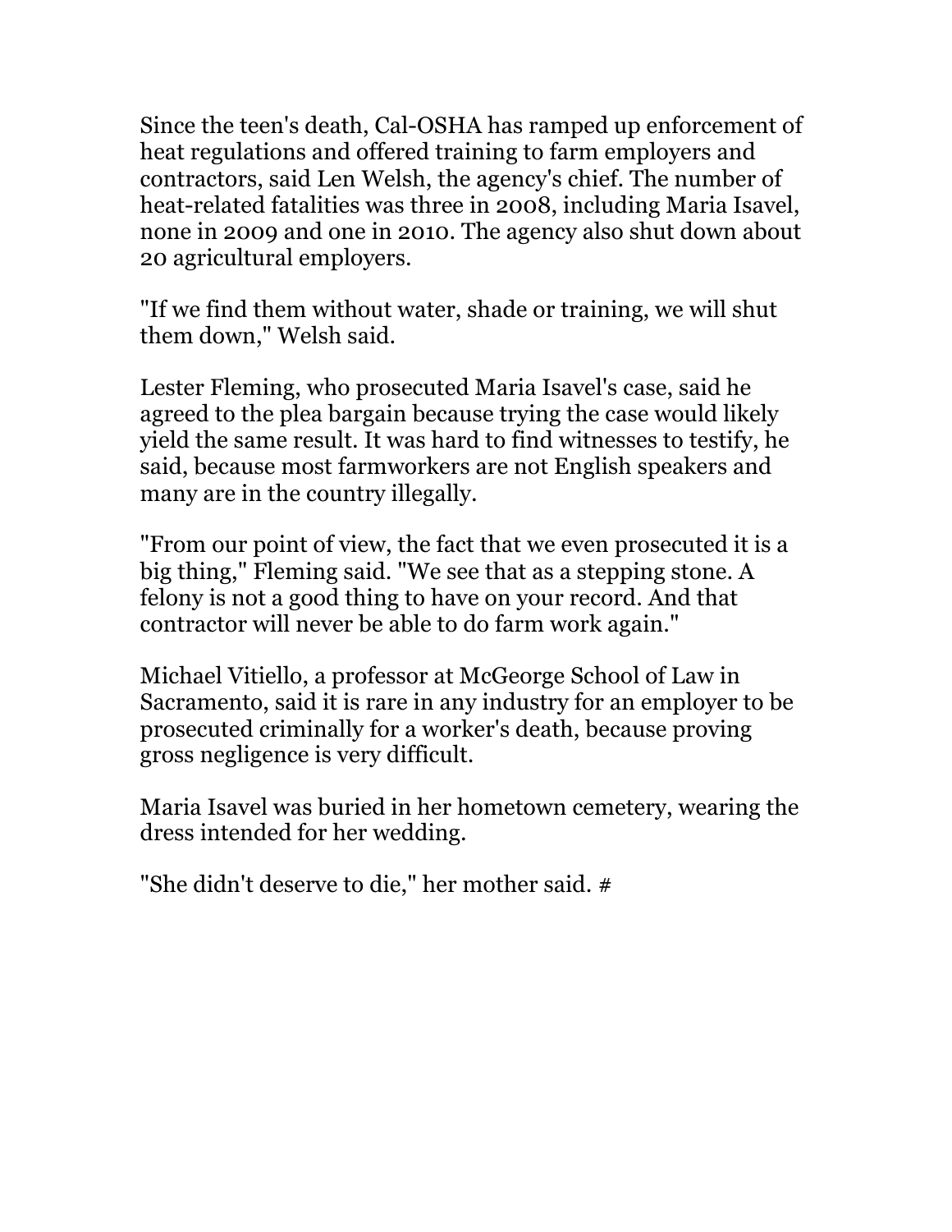Since the teen's death, Cal-OSHA has ramped up enforcement of heat regulations and offered training to farm employers and contractors, said Len Welsh, the agency's chief. The number of heat-related fatalities was three in 2008, including Maria Isavel, none in 2009 and one in 2010. The agency also shut down about 20 agricultural employers.

"If we find them without water, shade or training, we will shut them down," Welsh said.

Lester Fleming, who prosecuted Maria Isavel's case, said he agreed to the plea bargain because trying the case would likely yield the same result. It was hard to find witnesses to testify, he said, because most farmworkers are not English speakers and many are in the country illegally.

"From our point of view, the fact that we even prosecuted it is a big thing," Fleming said. "We see that as a stepping stone. A felony is not a good thing to have on your record. And that contractor will never be able to do farm work again."

Michael Vitiello, a professor at McGeorge School of Law in Sacramento, said it is rare in any industry for an employer to be prosecuted criminally for a worker's death, because proving gross negligence is very difficult.

Maria Isavel was buried in her hometown cemetery, wearing the dress intended for her wedding.

"She didn't deserve to die," her mother said. #